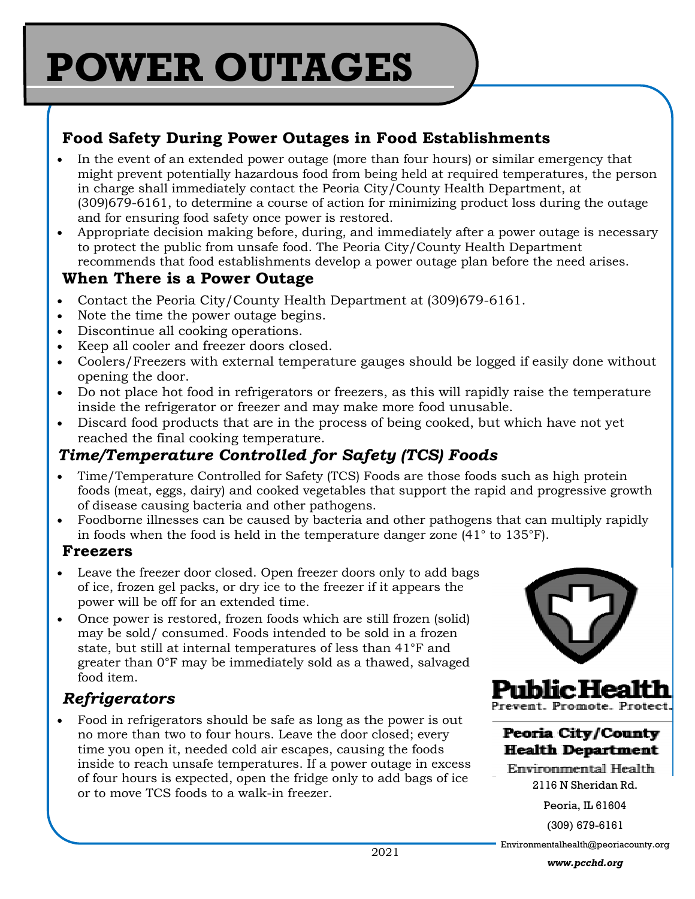# POWER OUTAGES

## Food Safety During Power Outages in Food Establishments

- In the event of an extended power outage (more than four hours) or similar emergency that might prevent potentially hazardous food from being held at required temperatures, the person in charge shall immediately contact the Peoria City/County Health Department, at (309)679-6161, to determine a course of action for minimizing product loss during the outage and for ensuring food safety once power is restored.
- Appropriate decision making before, during, and immediately after a power outage is necessary to protect the public from unsafe food. The Peoria City/County Health Department recommends that food establishments develop a power outage plan before the need arises.

## When There is a Power Outage

- Contact the Peoria City/County Health Department at (309)679-6161.
- Note the time the power outage begins.
- Discontinue all cooking operations.
- Keep all cooler and freezer doors closed.
- Coolers/Freezers with external temperature gauges should be logged if easily done without opening the door.
- Do not place hot food in refrigerators or freezers, as this will rapidly raise the temperature inside the refrigerator or freezer and may make more food unusable.
- Discard food products that are in the process of being cooked, but which have not yet reached the final cooking temperature.

## *Time/Temperature Controlled for Safety (TCS) Foods*

- Time/Temperature Controlled for Safety (TCS) Foods are those foods such as high protein foods (meat, eggs, dairy) and cooked vegetables that support the rapid and progressive growth of disease causing bacteria and other pathogens.
- Foodborne illnesses can be caused by bacteria and other pathogens that can multiply rapidly in foods when the food is held in the temperature danger zone (41° to 135°F).

## Freezers

- Leave the freezer door closed. Open freezer doors only to add bags of ice, frozen gel packs, or dry ice to the freezer if it appears the power will be off for an extended time.
- Once power is restored, frozen foods which are still frozen (solid) may be sold/ consumed. Foods intended to be sold in a frozen state, but still at internal temperatures of less than 41°F and greater than 0°F may be immediately sold as a thawed, salvaged food item.

## *Refrigerators*

- Food in refrigerators should be safe as long as the power is out no more than two to four hours. Leave the door closed; every time you open it, needed cold air escapes, causing the foods inside to reach unsafe temperatures. If a power outage in excess of four hours is expected, open the fridge only to add bags of ice or to move TCS foods to a walk-in freezer.

**Public Health**
Prevent. Promote. Protect.

**Peoria City/County Health Department**
Environmental Health
2116 N Sheridan Rd.
Peoria, IL 61604
(309) 679-6161
Environmentalhealth@peoriacounty.org
***www.pcchd.org***

2021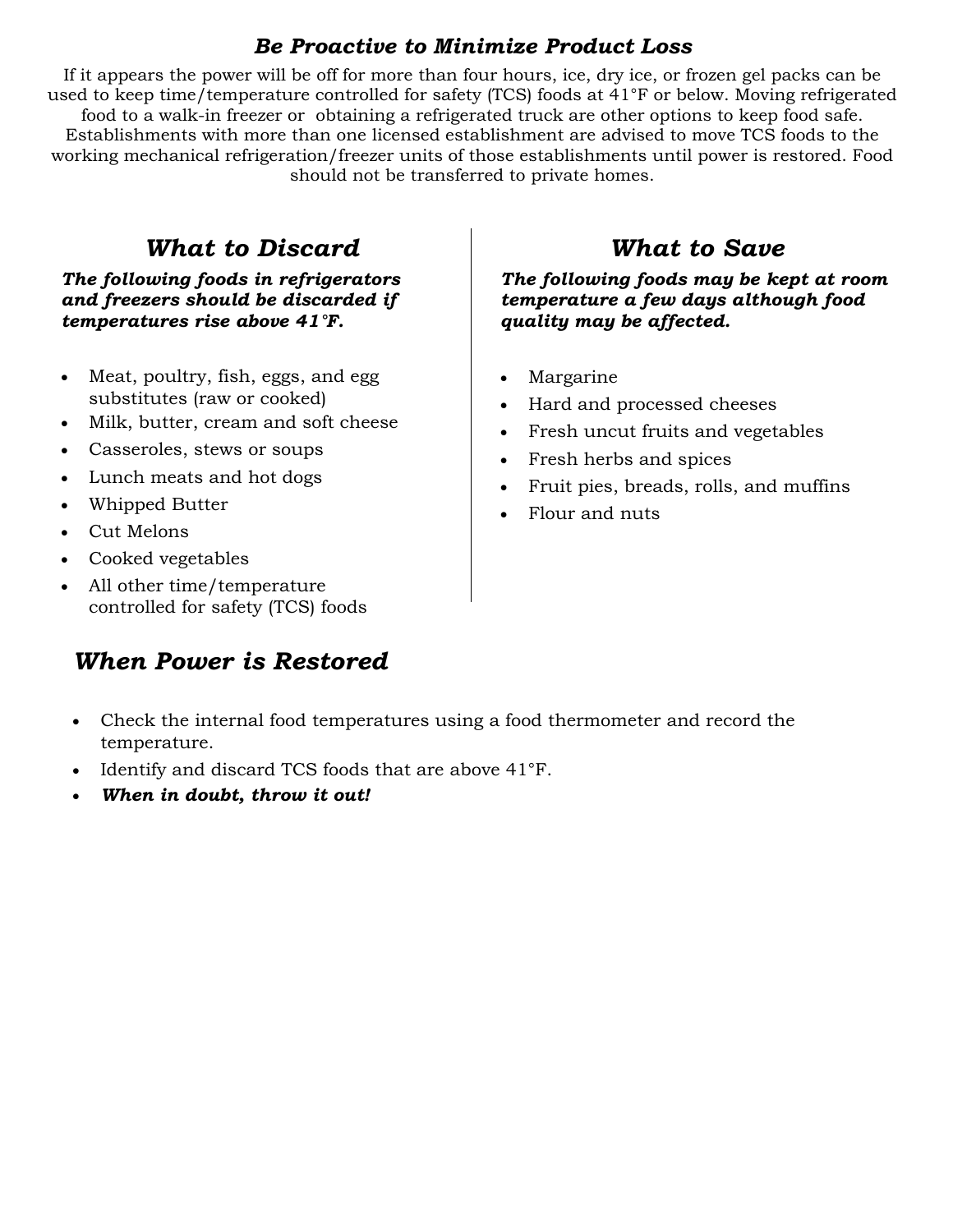## ***Be Proactive to Minimize Product Loss***

If it appears the power will be off for more than four hours, ice, dry ice, or frozen gel packs can be used to keep time/temperature controlled for safety (TCS) foods at 41°F or below. Moving refrigerated food to a walk-in freezer or obtaining a refrigerated truck are other options to keep food safe. Establishments with more than one licensed establishment are advised to move TCS foods to the working mechanical refrigeration/freezer units of those establishments until power is restored. Food should not be transferred to private homes.

## *What to Discard*

***The following foods in refrigerators and freezers should be discarded if temperatures rise above 41°F.***

- Meat, poultry, fish, eggs, and egg substitutes (raw or cooked)
- Milk, butter, cream and soft cheese
- Casseroles, stews or soups
- Lunch meats and hot dogs
- Whipped Butter
- Cut Melons
- Cooked vegetables
- All other time/temperature controlled for safety (TCS) foods

## *What to Save*

***The following foods may be kept at room temperature a few days although food quality may be affected.***

- Margarine
- Hard and processed cheeses
- Fresh uncut fruits and vegetables
- Fresh herbs and spices
- Fruit pies, breads, rolls, and muffins
- Flour and nuts

## *When Power is Restored*

- Check the internal food temperatures using a food thermometer and record the temperature.
- Identify and discard TCS foods that are above 41°F.
- ***When in doubt, throw it out!***